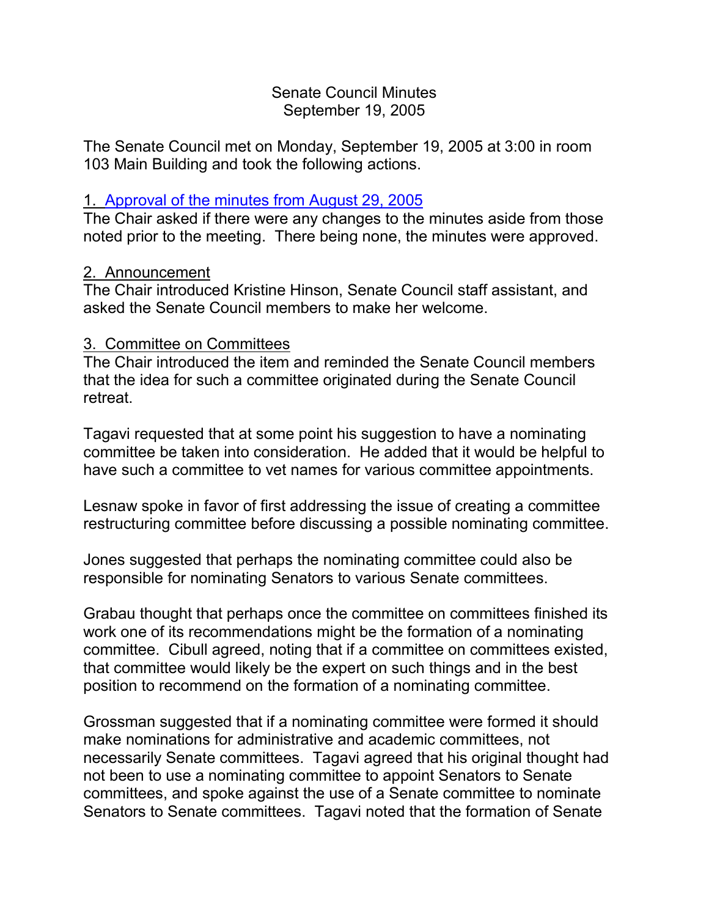# Senate Council Minutes
## September 19, 2005

The Senate Council met on Monday, September 19, 2005 at 3:00 in room 103 Main Building and took the following actions.

### 1. Approval of the minutes from August 29, 2005

The Chair asked if there were any changes to the minutes aside from those noted prior to the meeting. There being none, the minutes were approved.

### 2. Announcement

The Chair introduced Kristine Hinson, Senate Council staff assistant, and asked the Senate Council members to make her welcome.

### 3. Committee on Committees

The Chair introduced the item and reminded the Senate Council members that the idea for such a committee originated during the Senate Council retreat.

Tagavi requested that at some point his suggestion to have a nominating committee be taken into consideration. He added that it would be helpful to have such a committee to vet names for various committee appointments.

Lesnaw spoke in favor of first addressing the issue of creating a committee restructuring committee before discussing a possible nominating committee.

Jones suggested that perhaps the nominating committee could also be responsible for nominating Senators to various Senate committees.

Grabau thought that perhaps once the committee on committees finished its work one of its recommendations might be the formation of a nominating committee. Cibull agreed, noting that if a committee on committees existed, that committee would likely be the expert on such things and in the best position to recommend on the formation of a nominating committee.

Grossman suggested that if a nominating committee were formed it should make nominations for administrative and academic committees, not necessarily Senate committees. Tagavi agreed that his original thought had not been to use a nominating committee to appoint Senators to Senate committees, and spoke against the use of a Senate committee to nominate Senators to Senate committees. Tagavi noted that the formation of Senate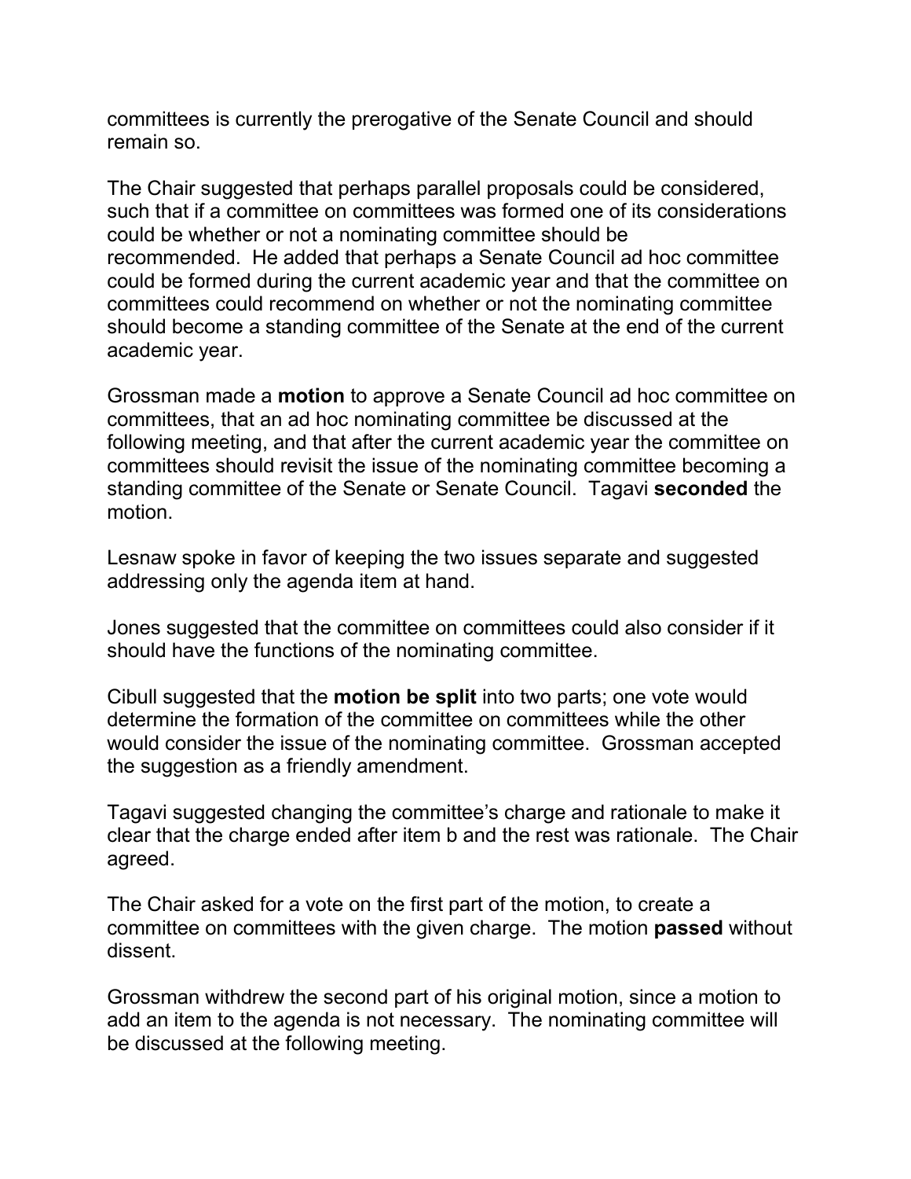committees is currently the prerogative of the Senate Council and should remain so.

The Chair suggested that perhaps parallel proposals could be considered, such that if a committee on committees was formed one of its considerations could be whether or not a nominating committee should be recommended. He added that perhaps a Senate Council ad hoc committee could be formed during the current academic year and that the committee on committees could recommend on whether or not the nominating committee should become a standing committee of the Senate at the end of the current academic year.

Grossman made a **motion** to approve a Senate Council ad hoc committee on committees, that an ad hoc nominating committee be discussed at the following meeting, and that after the current academic year the committee on committees should revisit the issue of the nominating committee becoming a standing committee of the Senate or Senate Council. Tagavi **seconded** the motion.

Lesnaw spoke in favor of keeping the two issues separate and suggested addressing only the agenda item at hand.

Jones suggested that the committee on committees could also consider if it should have the functions of the nominating committee.

Cibull suggested that the **motion be split** into two parts; one vote would determine the formation of the committee on committees while the other would consider the issue of the nominating committee. Grossman accepted the suggestion as a friendly amendment.

Tagavi suggested changing the committee's charge and rationale to make it clear that the charge ended after item b and the rest was rationale. The Chair agreed.

The Chair asked for a vote on the first part of the motion, to create a committee on committees with the given charge. The motion **passed** without dissent.

Grossman withdrew the second part of his original motion, since a motion to add an item to the agenda is not necessary. The nominating committee will be discussed at the following meeting.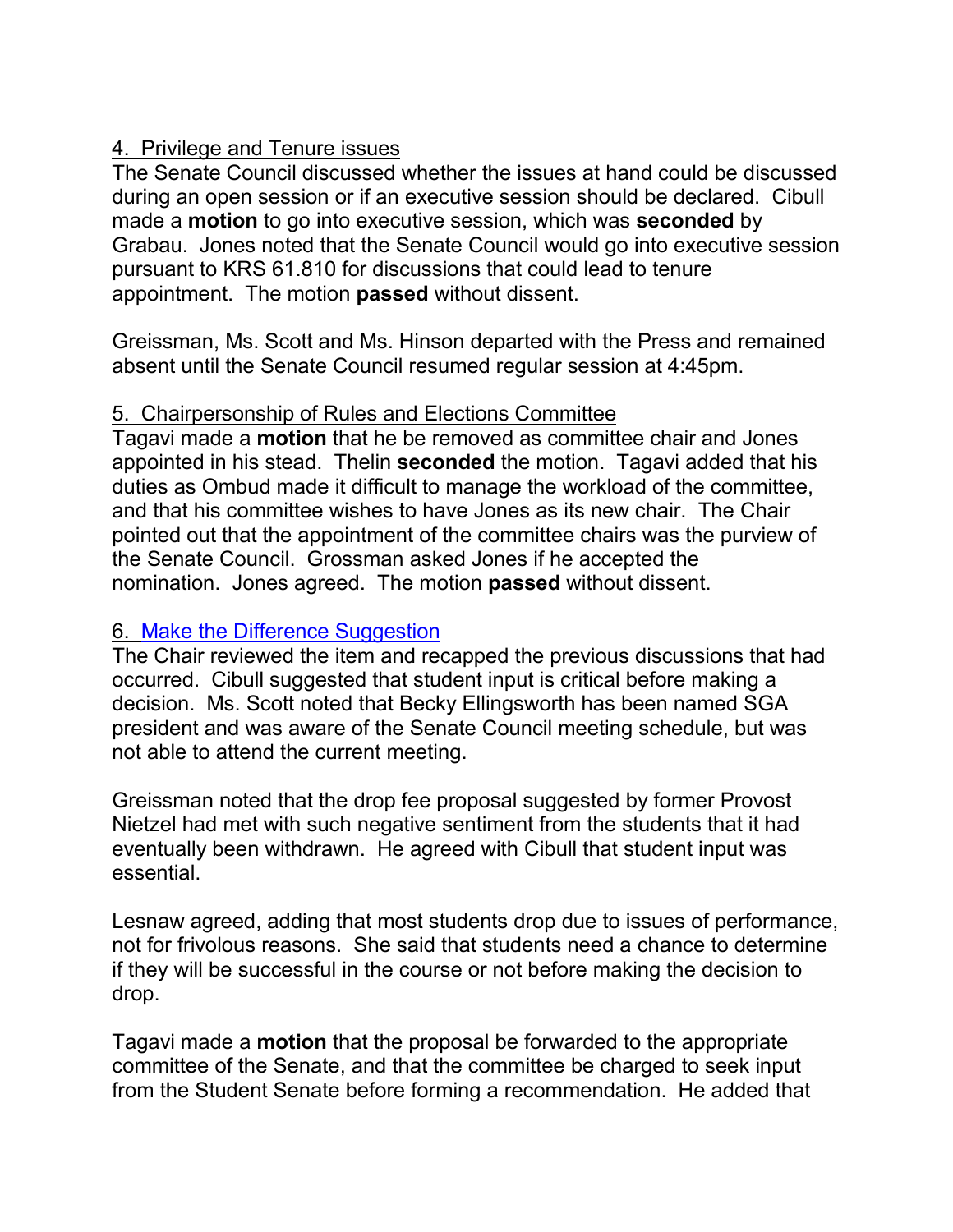4. Privilege and Tenure issues

The Senate Council discussed whether the issues at hand could be discussed during an open session or if an executive session should be declared. Cibull made a **motion** to go into executive session, which was **seconded** by Grabau. Jones noted that the Senate Council would go into executive session pursuant to KRS 61.810 for discussions that could lead to tenure appointment. The motion **passed** without dissent.

Greissman, Ms. Scott and Ms. Hinson departed with the Press and remained absent until the Senate Council resumed regular session at 4:45pm.

5. Chairpersonship of Rules and Elections Committee

Tagavi made a **motion** that he be removed as committee chair and Jones appointed in his stead. Thelin **seconded** the motion. Tagavi added that his duties as Ombud made it difficult to manage the workload of the committee, and that his committee wishes to have Jones as its new chair. The Chair pointed out that the appointment of the committee chairs was the purview of the Senate Council. Grossman asked Jones if he accepted the nomination. Jones agreed. The motion **passed** without dissent.

6. Make the Difference Suggestion

The Chair reviewed the item and recapped the previous discussions that had occurred. Cibull suggested that student input is critical before making a decision. Ms. Scott noted that Becky Ellingsworth has been named SGA president and was aware of the Senate Council meeting schedule, but was not able to attend the current meeting.

Greissman noted that the drop fee proposal suggested by former Provost Nietzel had met with such negative sentiment from the students that it had eventually been withdrawn. He agreed with Cibull that student input was essential.

Lesnaw agreed, adding that most students drop due to issues of performance, not for frivolous reasons. She said that students need a chance to determine if they will be successful in the course or not before making the decision to drop.

Tagavi made a **motion** that the proposal be forwarded to the appropriate committee of the Senate, and that the committee be charged to seek input from the Student Senate before forming a recommendation. He added that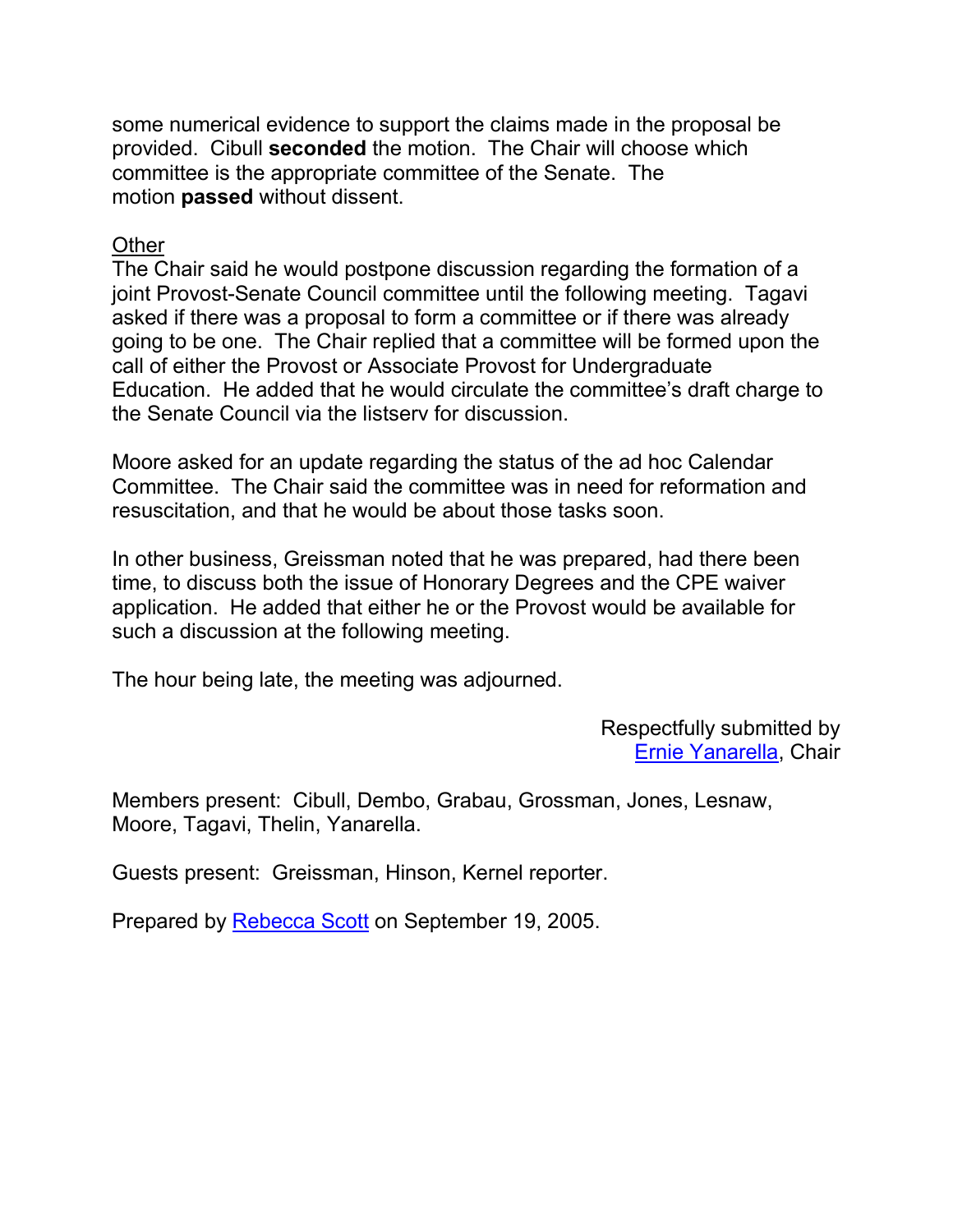some numerical evidence to support the claims made in the proposal be provided. Cibull **seconded** the motion. The Chair will choose which committee is the appropriate committee of the Senate. The motion **passed** without dissent.

Other

The Chair said he would postpone discussion regarding the formation of a joint Provost-Senate Council committee until the following meeting. Tagavi asked if there was a proposal to form a committee or if there was already going to be one. The Chair replied that a committee will be formed upon the call of either the Provost or Associate Provost for Undergraduate Education. He added that he would circulate the committee's draft charge to the Senate Council via the listserv for discussion.

Moore asked for an update regarding the status of the ad hoc Calendar Committee. The Chair said the committee was in need for reformation and resuscitation, and that he would be about those tasks soon.

In other business, Greissman noted that he was prepared, had there been time, to discuss both the issue of Honorary Degrees and the CPE waiver application. He added that either he or the Provost would be available for such a discussion at the following meeting.

The hour being late, the meeting was adjourned.

Respectfully submitted by
Ernie Yanarella, Chair

Members present: Cibull, Dembo, Grabau, Grossman, Jones, Lesnaw, Moore, Tagavi, Thelin, Yanarella.

Guests present: Greissman, Hinson, Kernel reporter.

Prepared by Rebecca Scott on September 19, 2005.